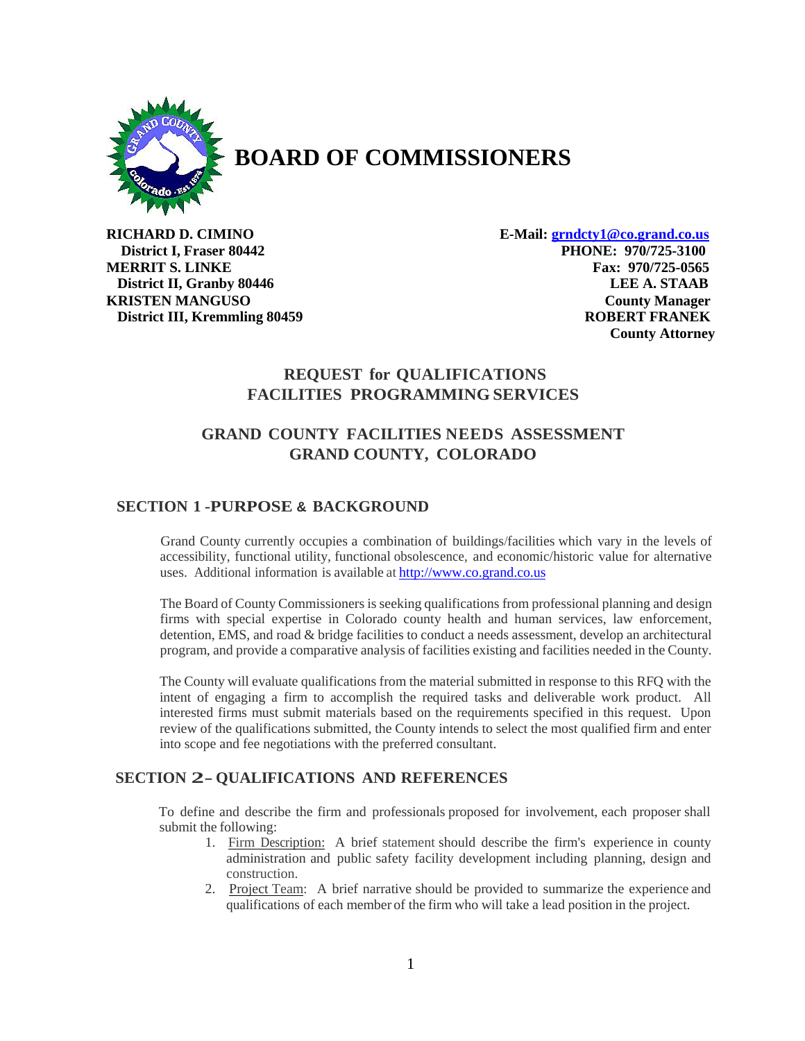# BOARD OF COMMISSIONERS

**RICHARD D. CIMINO**
**District I, Fraser 80442**
**MERRIT S. LINKE**
**District II, Granby 80446**
**KRISTEN MANGUSO**
**District III, Kremmling 80459**

**E-Mail: grndcty1@co.grand.co.us**
**PHONE: 970/725-3100**
**Fax: 970/725-0565**
**LEE A. STAAB**
**County Manager**
**ROBERT FRANEK**
**County Attorney**

## REQUEST for QUALIFICATIONS
## FACILITIES PROGRAMMING SERVICES

## GRAND COUNTY FACILITIES NEEDS ASSESSMENT
## GRAND COUNTY, COLORADO

## SECTION 1 -PURPOSE & BACKGROUND

Grand County currently occupies a combination of buildings/facilities which vary in the levels of accessibility, functional utility, functional obsolescence, and economic/historic value for alternative uses. Additional information is available at http://www.co.grand.co.us

The Board of County Commissioners is seeking qualifications from professional planning and design firms with special expertise in Colorado county health and human services, law enforcement, detention, EMS, and road & bridge facilities to conduct a needs assessment, develop an architectural program, and provide a comparative analysis of facilities existing and facilities needed in the County.

The County will evaluate qualifications from the material submitted in response to this RFQ with the intent of engaging a firm to accomplish the required tasks and deliverable work product. All interested firms must submit materials based on the requirements specified in this request. Upon review of the qualifications submitted, the County intends to select the most qualified firm and enter into scope and fee negotiations with the preferred consultant.

## SECTION 2– QUALIFICATIONS AND REFERENCES

To define and describe the firm and professionals proposed for involvement, each proposer shall submit the following:

1. Firm Description: A brief statement should describe the firm's experience in county administration and public safety facility development including planning, design and construction.
2. Project Team: A brief narrative should be provided to summarize the experience and qualifications of each member of the firm who will take a lead position in the project.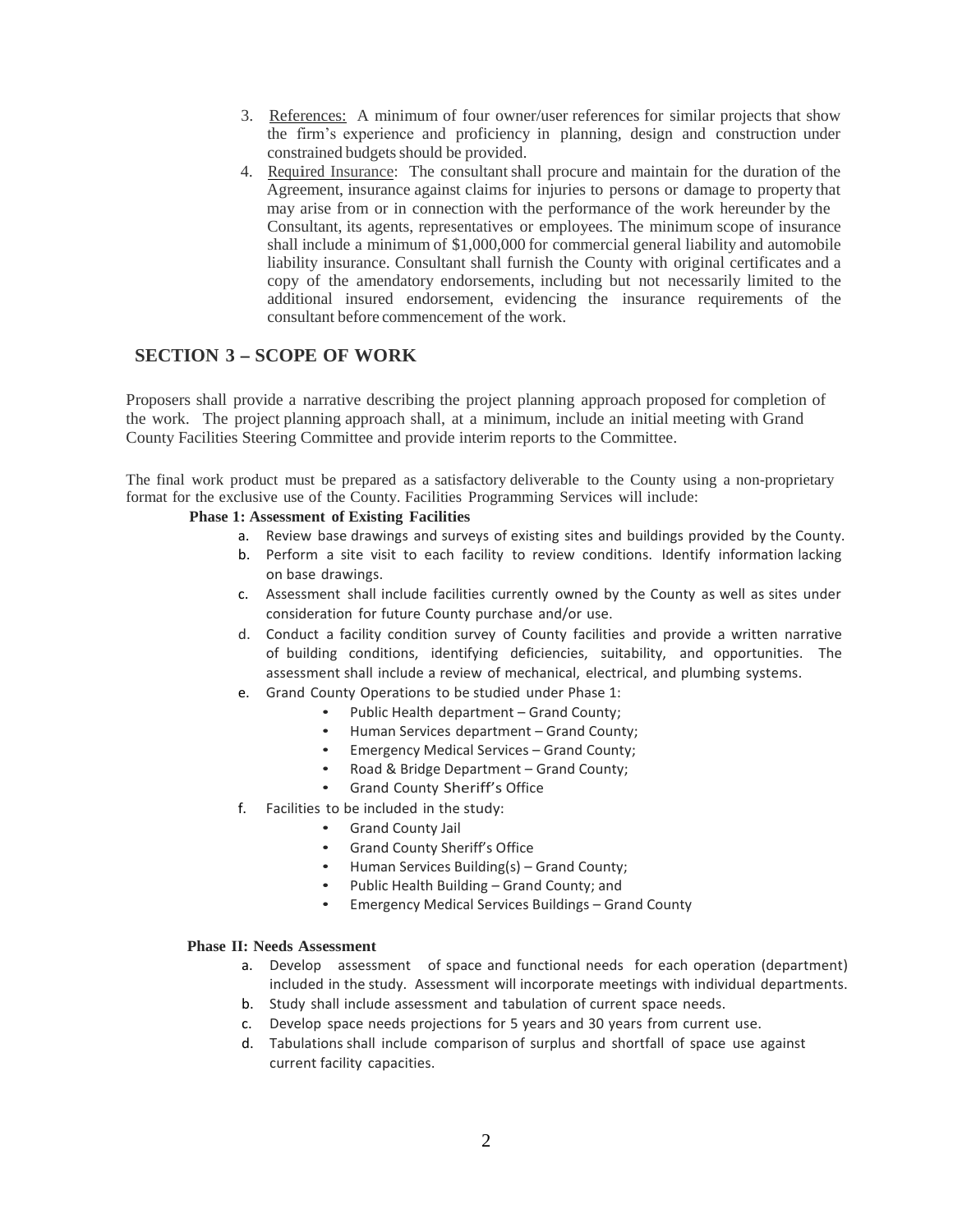3. References: A minimum of four owner/user references for similar projects that show the firm's experience and proficiency in planning, design and construction under constrained budgets should be provided.
4. Required Insurance: The consultant shall procure and maintain for the duration of the Agreement, insurance against claims for injuries to persons or damage to property that may arise from or in connection with the performance of the work hereunder by the Consultant, its agents, representatives or employees. The minimum scope of insurance shall include a minimum of $1,000,000 for commercial general liability and automobile liability insurance. Consultant shall furnish the County with original certificates and a copy of the amendatory endorsements, including but not necessarily limited to the additional insured endorsement, evidencing the insurance requirements of the consultant before commencement of the work.

## SECTION 3 – SCOPE OF WORK

Proposers shall provide a narrative describing the project planning approach proposed for completion of the work. The project planning approach shall, at a minimum, include an initial meeting with Grand County Facilities Steering Committee and provide interim reports to the Committee.

The final work product must be prepared as a satisfactory deliverable to the County using a non-proprietary format for the exclusive use of the County. Facilities Programming Services will include:

**Phase 1: Assessment of Existing Facilities**

a. Review base drawings and surveys of existing sites and buildings provided by the County.
b. Perform a site visit to each facility to review conditions. Identify information lacking on base drawings.
c. Assessment shall include facilities currently owned by the County as well as sites under consideration for future County purchase and/or use.
d. Conduct a facility condition survey of County facilities and provide a written narrative of building conditions, identifying deficiencies, suitability, and opportunities. The assessment shall include a review of mechanical, electrical, and plumbing systems.
e. Grand County Operations to be studied under Phase 1:
    - Public Health department – Grand County;
    - Human Services department – Grand County;
    - Emergency Medical Services – Grand County;
    - Road & Bridge Department – Grand County;
    - Grand County Sheriff's Office
f. Facilities to be included in the study:
    - Grand County Jail
    - Grand County Sheriff's Office
    - Human Services Building(s) – Grand County;
    - Public Health Building – Grand County; and
    - Emergency Medical Services Buildings – Grand County

**Phase II: Needs Assessment**

a. Develop assessment of space and functional needs for each operation (department) included in the study. Assessment will incorporate meetings with individual departments.
b. Study shall include assessment and tabulation of current space needs.
c. Develop space needs projections for 5 years and 30 years from current use.
d. Tabulations shall include comparison of surplus and shortfall of space use against current facility capacities.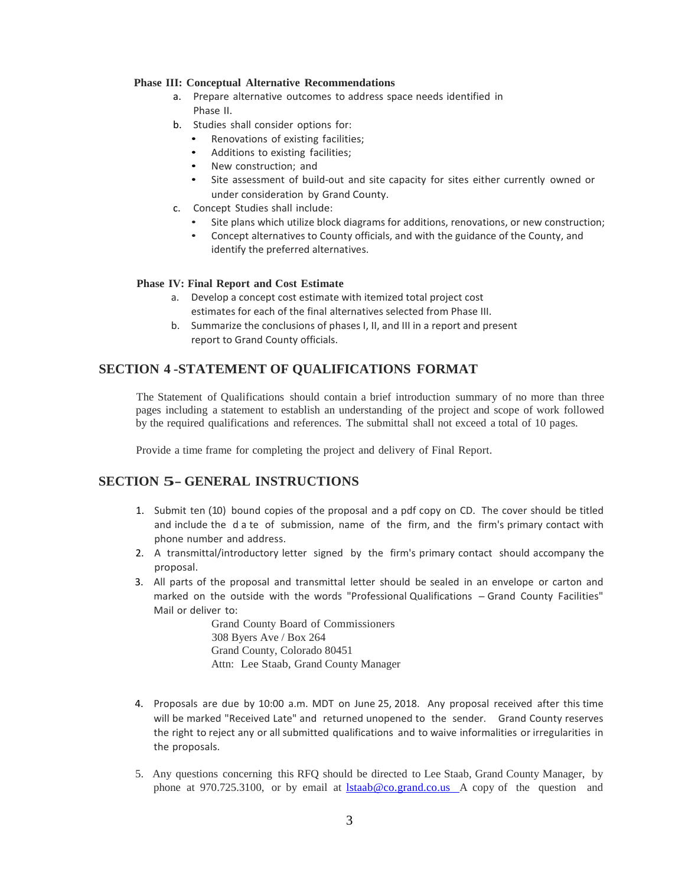**Phase III: Conceptual Alternative Recommendations**

a. Prepare alternative outcomes to address space needs identified in Phase II.
b. Studies shall consider options for:
   - Renovations of existing facilities;
   - Additions to existing facilities;
   - New construction; and
   - Site assessment of build-out and site capacity for sites either currently owned or under consideration by Grand County.
c. Concept Studies shall include:
   - Site plans which utilize block diagrams for additions, renovations, or new construction;
   - Concept alternatives to County officials, and with the guidance of the County, and identify the preferred alternatives.

**Phase IV: Final Report and Cost Estimate**

a. Develop a concept cost estimate with itemized total project cost estimates for each of the final alternatives selected from Phase III.
b. Summarize the conclusions of phases I, II, and III in a report and present report to Grand County officials.

## SECTION 4 -STATEMENT OF QUALIFICATIONS FORMAT

The Statement of Qualifications should contain a brief introduction summary of no more than three pages including a statement to establish an understanding of the project and scope of work followed by the required qualifications and references. The submittal shall not exceed a total of 10 pages.

Provide a time frame for completing the project and delivery of Final Report.

## SECTION 5– GENERAL INSTRUCTIONS

1. Submit ten (10) bound copies of the proposal and a pdf copy on CD. The cover should be titled and include the date of submission, name of the firm, and the firm's primary contact with phone number and address.
2. A transmittal/introductory letter signed by the firm's primary contact should accompany the proposal.
3. All parts of the proposal and transmittal letter should be sealed in an envelope or carton and marked on the outside with the words "Professional Qualifications – Grand County Facilities" Mail or deliver to:

   Grand County Board of Commissioners
   308 Byers Ave / Box 264
   Grand County, Colorado 80451
   Attn: Lee Staab, Grand County Manager

4. Proposals are due by 10:00 a.m. MDT on June 25, 2018. Any proposal received after this time will be marked "Received Late" and returned unopened to the sender. Grand County reserves the right to reject any or all submitted qualifications and to waive informalities or irregularities in the proposals.

5. Any questions concerning this RFQ should be directed to Lee Staab, Grand County Manager, by phone at 970.725.3100, or by email at lstaab@co.grand.co.us A copy of the question and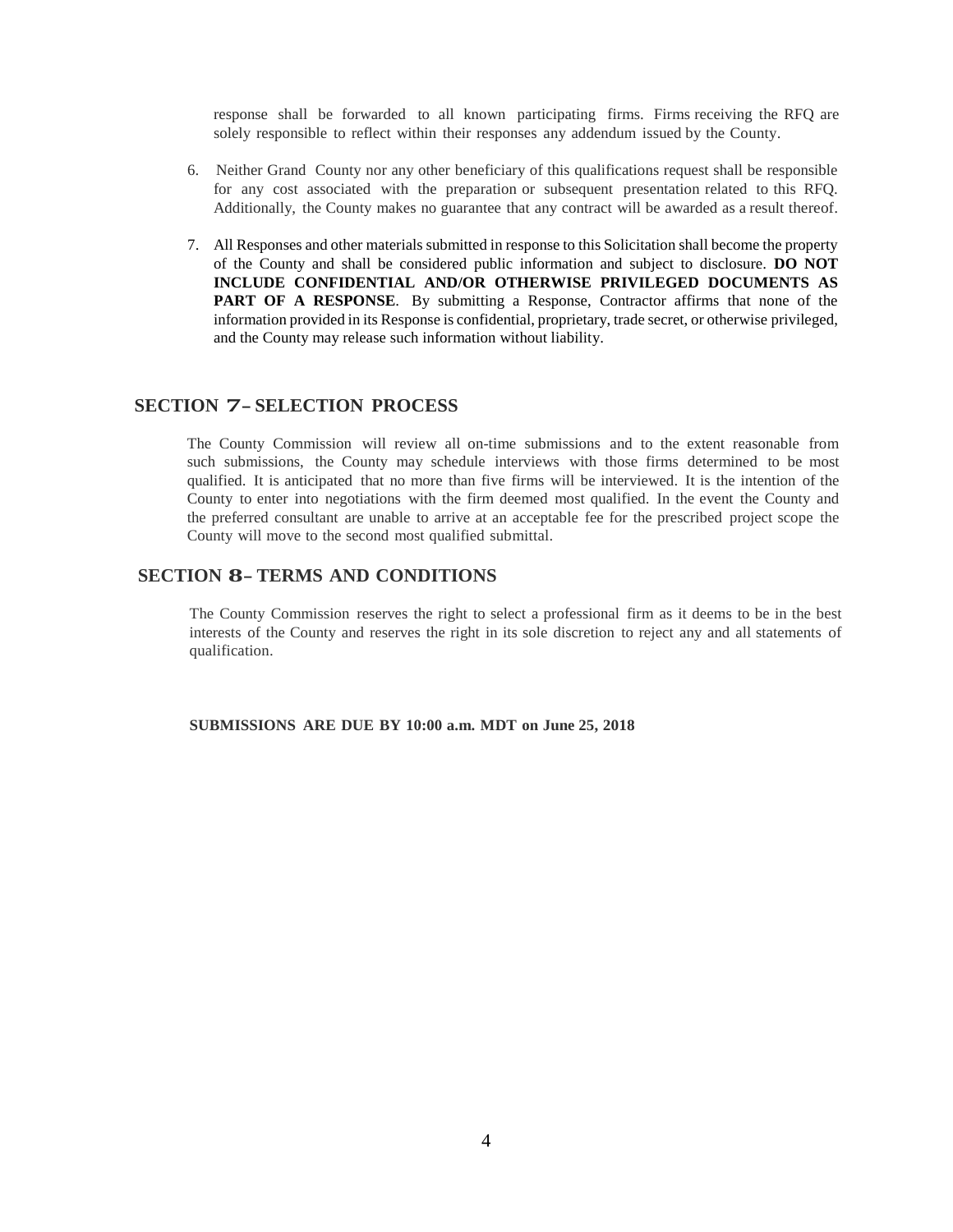response shall be forwarded to all known participating firms. Firms receiving the RFQ are solely responsible to reflect within their responses any addendum issued by the County.

6. Neither Grand County nor any other beneficiary of this qualifications request shall be responsible for any cost associated with the preparation or subsequent presentation related to this RFQ. Additionally, the County makes no guarantee that any contract will be awarded as a result thereof.

7. All Responses and other materials submitted in response to this Solicitation shall become the property of the County and shall be considered public information and subject to disclosure. **DO NOT INCLUDE CONFIDENTIAL AND/OR OTHERWISE PRIVILEGED DOCUMENTS AS PART OF A RESPONSE**. By submitting a Response, Contractor affirms that none of the information provided in its Response is confidential, proprietary, trade secret, or otherwise privileged, and the County may release such information without liability.

## SECTION 7– SELECTION PROCESS

The County Commission will review all on-time submissions and to the extent reasonable from such submissions, the County may schedule interviews with those firms determined to be most qualified. It is anticipated that no more than five firms will be interviewed. It is the intention of the County to enter into negotiations with the firm deemed most qualified. In the event the County and the preferred consultant are unable to arrive at an acceptable fee for the prescribed project scope the County will move to the second most qualified submittal.

## SECTION 8– TERMS AND CONDITIONS

The County Commission reserves the right to select a professional firm as it deems to be in the best interests of the County and reserves the right in its sole discretion to reject any and all statements of qualification.

**SUBMISSIONS ARE DUE BY 10:00 a.m. MDT on June 25, 2018**